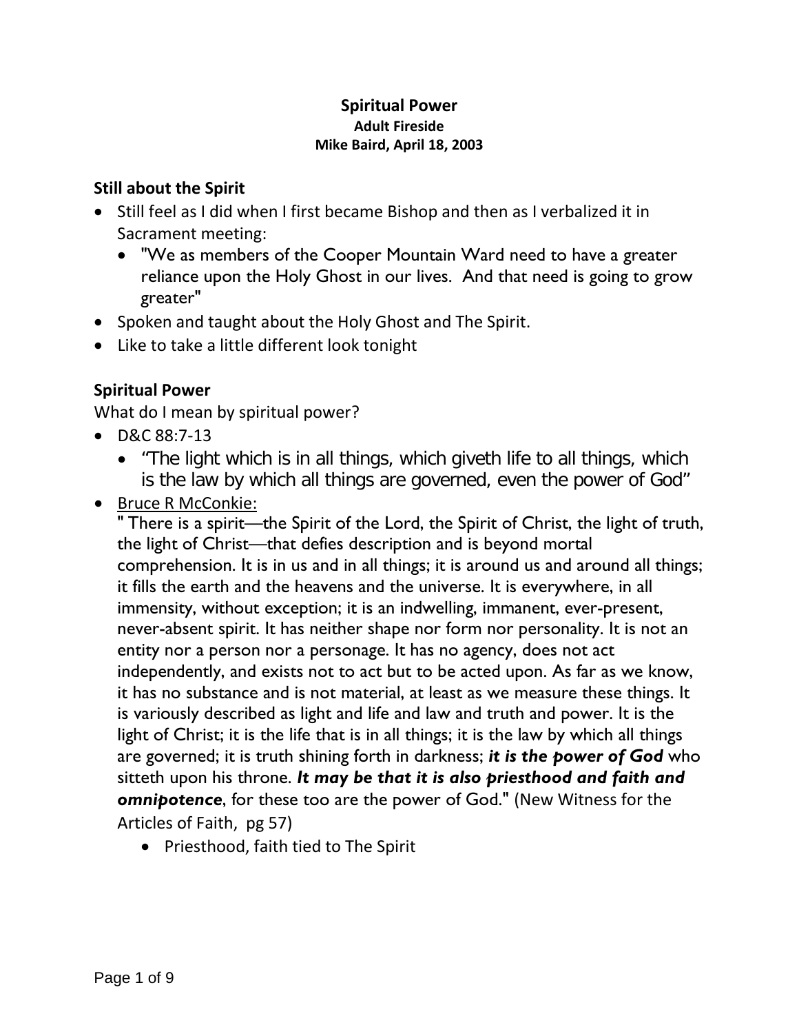# Spiritual Power

**Adult Fireside**

**Mike Baird, April 18, 2003**

## Still about the Spirit

- Still feel as I did when I first became Bishop and then as I verbalized it in Sacrament meeting:
  - "We as members of the Cooper Mountain Ward need to have a greater reliance upon the Holy Ghost in our lives. And that need is going to grow greater"
- Spoken and taught about the Holy Ghost and The Spirit.
- Like to take a little different look tonight

## Spiritual Power

What do I mean by spiritual power?

- D&C 88:7-13
  - "The light which is in all things, which giveth life to all things, which is the law by which all things are governed, even the power of God"
- Bruce R McConkie:
  " There is a spirit—the Spirit of the Lord, the Spirit of Christ, the light of truth, the light of Christ—that defies description and is beyond mortal comprehension. It is in us and in all things; it is around us and around all things; it fills the earth and the heavens and the universe. It is everywhere, in all immensity, without exception; it is an indwelling, immanent, ever-present, never-absent spirit. It has neither shape nor form nor personality. It is not an entity nor a person nor a personage. It has no agency, does not act independently, and exists not to act but to be acted upon. As far as we know, it has no substance and is not material, at least as we measure these things. It is variously described as light and life and law and truth and power. It is the light of Christ; it is the life that is in all things; it is the law by which all things are governed; it is truth shining forth in darkness; ***it is the power of God*** who sitteth upon his throne. ***It may be that it is also priesthood and faith and omnipotence***, for these too are the power of God." (New Witness for the Articles of Faith, pg 57)
  - Priesthood, faith tied to The Spirit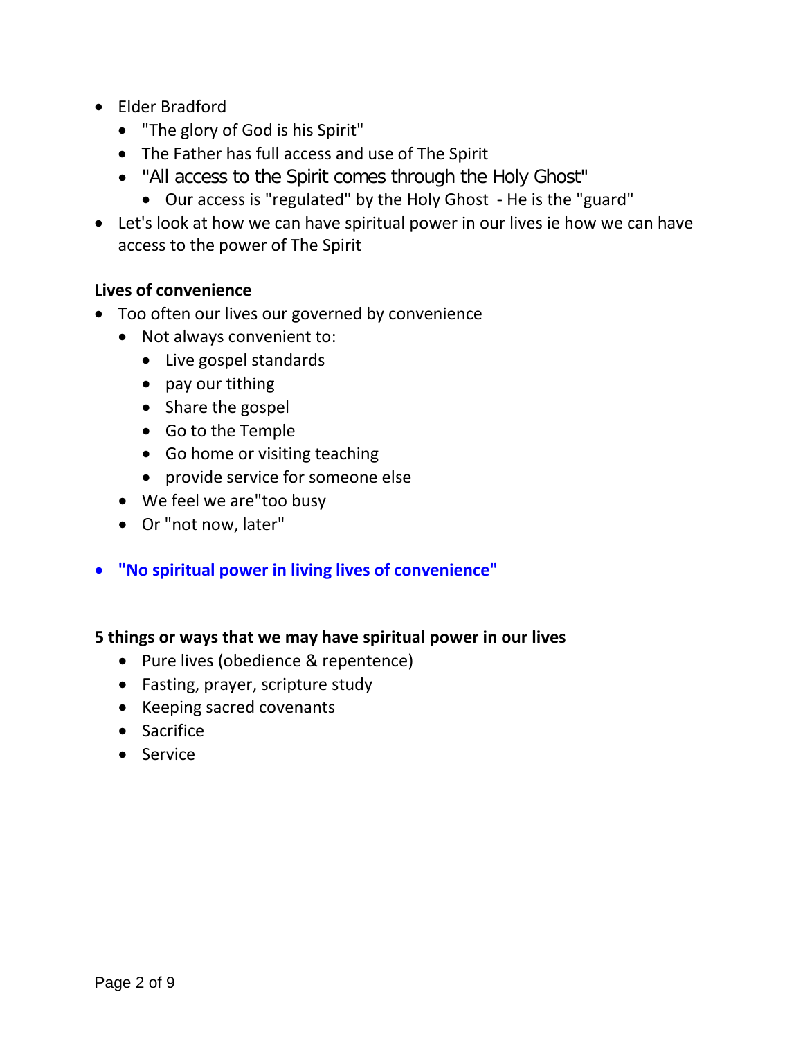- Elder Bradford
  - "The glory of God is his Spirit"
  - The Father has full access and use of The Spirit
  - "All access to the Spirit comes through the Holy Ghost"
    - Our access is "regulated" by the Holy Ghost - He is the "guard"
- Let's look at how we can have spiritual power in our lives ie how we can have access to the power of The Spirit

**Lives of convenience**

- Too often our lives our governed by convenience
  - Not always convenient to:
    - Live gospel standards
    - pay our tithing
    - Share the gospel
    - Go to the Temple
    - Go home or visiting teaching
    - provide service for someone else
  - We feel we are"too busy
  - Or "not now, later"

- **"No spiritual power in living lives of convenience"**

**5 things or ways that we may have spiritual power in our lives**

- Pure lives (obedience & repentence)
- Fasting, prayer, scripture study
- Keeping sacred covenants
- Sacrifice
- Service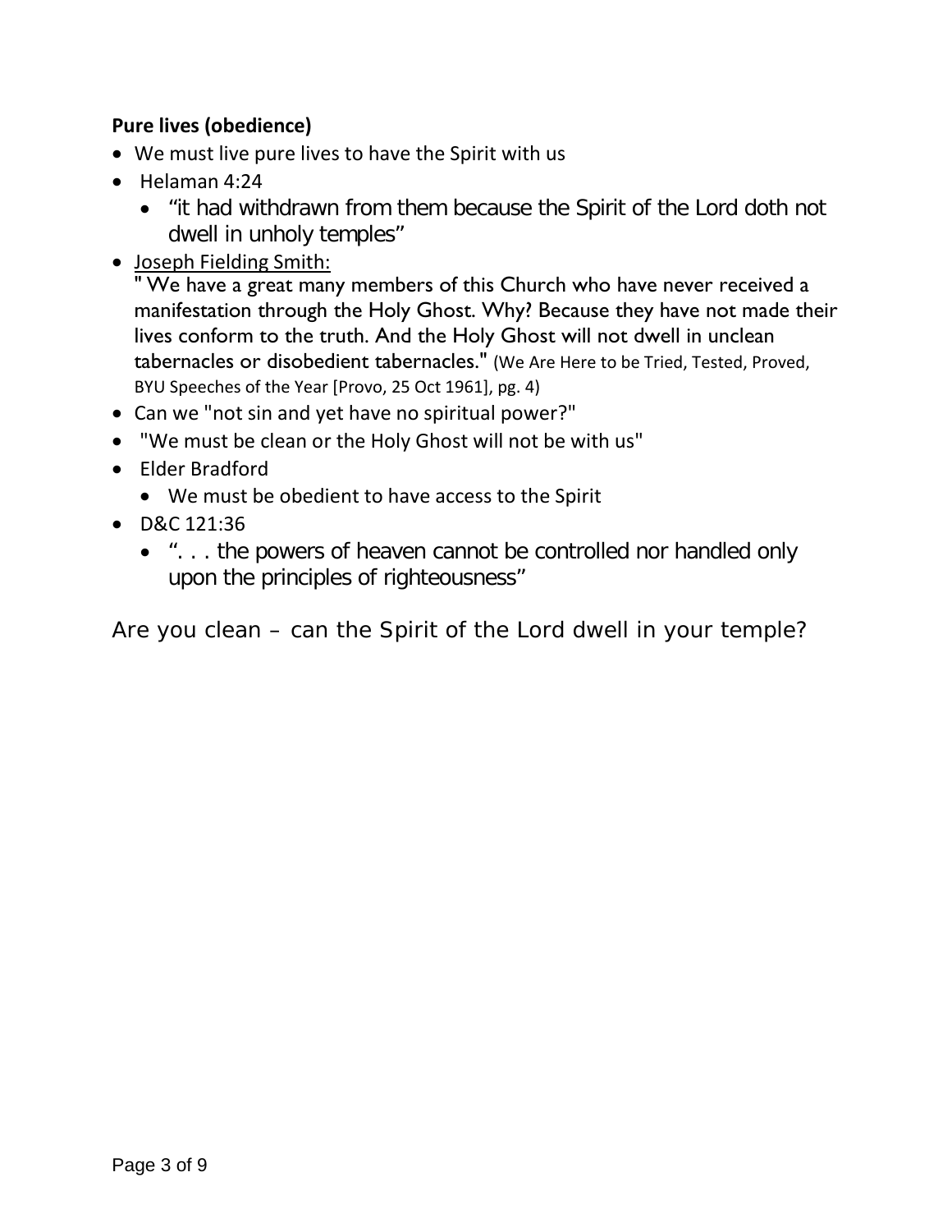**Pure lives (obedience)**

- We must live pure lives to have the Spirit with us
- Helaman 4:24
  - “it had withdrawn from them because the Spirit of the Lord doth not dwell in unholy temples”
- Joseph Fielding Smith:
  " We have a great many members of this Church who have never received a manifestation through the Holy Ghost. Why? Because they have not made their lives conform to the truth. And the Holy Ghost will not dwell in unclean tabernacles or disobedient tabernacles." (We Are Here to be Tried, Tested, Proved, BYU Speeches of the Year [Provo, 25 Oct 1961], pg. 4)
- Can we "not sin and yet have no spiritual power?"
- "We must be clean or the Holy Ghost will not be with us"
- Elder Bradford
  - We must be obedient to have access to the Spirit
- D&C 121:36
  - “. . . the powers of heaven cannot be controlled nor handled only upon the principles of righteousness”

Are you clean – can the Spirit of the Lord dwell in your temple?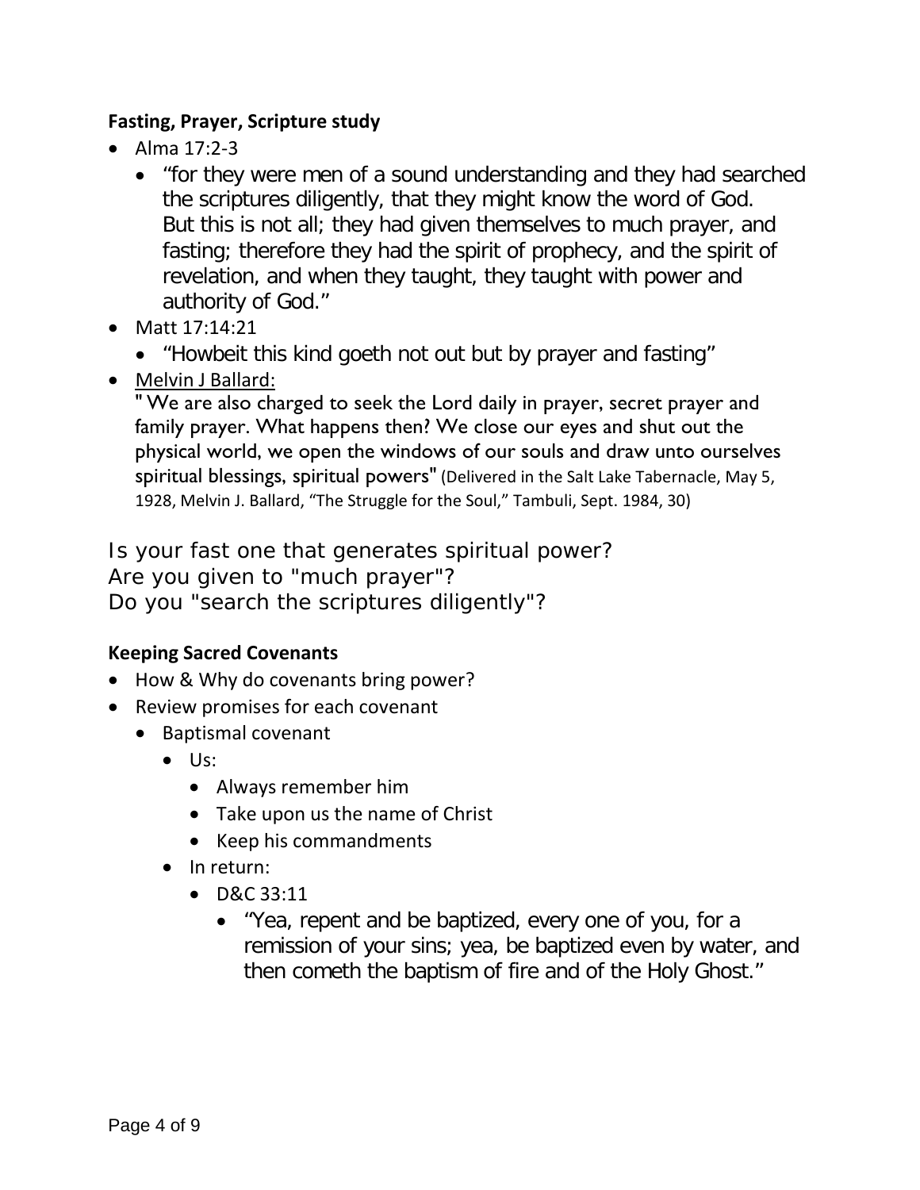**Fasting, Prayer, Scripture study**

- Alma 17:2-3
  - “for they were men of a sound understanding and they had searched the scriptures diligently, that they might know the word of God. But this is not all; they had given themselves to much prayer, and fasting; therefore they had the spirit of prophecy, and the spirit of revelation, and when they taught, they taught with power and authority of God.”
- Matt 17:14:21
  - “Howbeit this kind goeth not out but by prayer and fasting”
- Melvin J Ballard:
  " We are also charged to seek the Lord daily in prayer, secret prayer and family prayer. What happens then? We close our eyes and shut out the physical world, we open the windows of our souls and draw unto ourselves spiritual blessings, spiritual powers" (Delivered in the Salt Lake Tabernacle, May 5, 1928, Melvin J. Ballard, “The Struggle for the Soul,” Tambuli, Sept. 1984, 30)

Is your fast one that generates spiritual power?
Are you given to "much prayer"?
Do you "search the scriptures diligently"?

**Keeping Sacred Covenants**

- How & Why do covenants bring power?
- Review promises for each covenant
  - Baptismal covenant
    - Us:
      - Always remember him
      - Take upon us the name of Christ
      - Keep his commandments
    - In return:
      - D&C 33:11
        - “Yea, repent and be baptized, every one of you, for a remission of your sins; yea, be baptized even by water, and then cometh the baptism of fire and of the Holy Ghost.”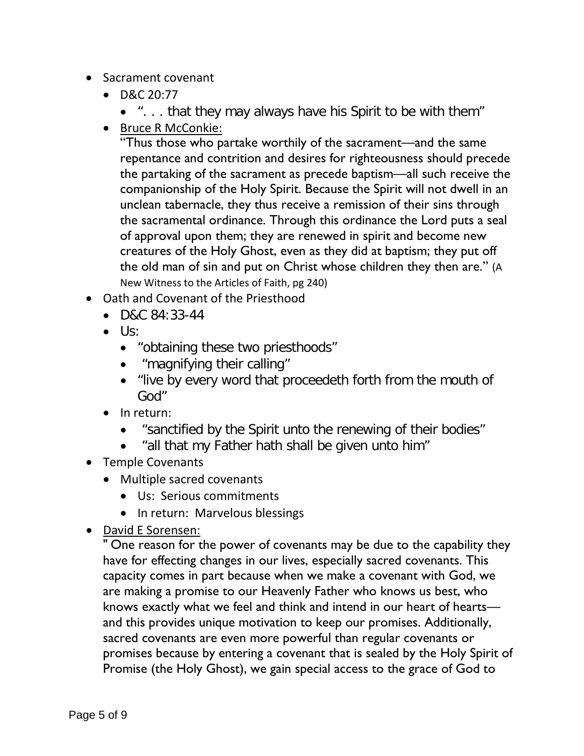- Sacrament covenant
  - D&C 20:77
    - ". . . that they may always have his Spirit to be with them"
  - Bruce R McConkie:
    "Thus those who partake worthily of the sacrament—and the same repentance and contrition and desires for righteousness should precede the partaking of the sacrament as precede baptism—all such receive the companionship of the Holy Spirit. Because the Spirit will not dwell in an unclean tabernacle, they thus receive a remission of their sins through the sacramental ordinance. Through this ordinance the Lord puts a seal of approval upon them; they are renewed in spirit and become new creatures of the Holy Ghost, even as they did at baptism; they put off the old man of sin and put on Christ whose children they then are." (A New Witness to the Articles of Faith, pg 240)
- Oath and Covenant of the Priesthood
  - D&C 84:33-44
  - Us:
    - "obtaining these two priesthoods"
    - "magnifying their calling"
    - "live by every word that proceedeth forth from the mouth of God"
  - In return:
    - "sanctified by the Spirit unto the renewing of their bodies"
    - "all that my Father hath shall be given unto him"
- Temple Covenants
  - Multiple sacred covenants
    - Us: Serious commitments
    - In return: Marvelous blessings
- David E Sorensen:
  " One reason for the power of covenants may be due to the capability they have for effecting changes in our lives, especially sacred covenants. This capacity comes in part because when we make a covenant with God, we are making a promise to our Heavenly Father who knows us best, who knows exactly what we feel and think and intend in our heart of hearts—and this provides unique motivation to keep our promises. Additionally, sacred covenants are even more powerful than regular covenants or promises because by entering a covenant that is sealed by the Holy Spirit of Promise (the Holy Ghost), we gain special access to the grace of God to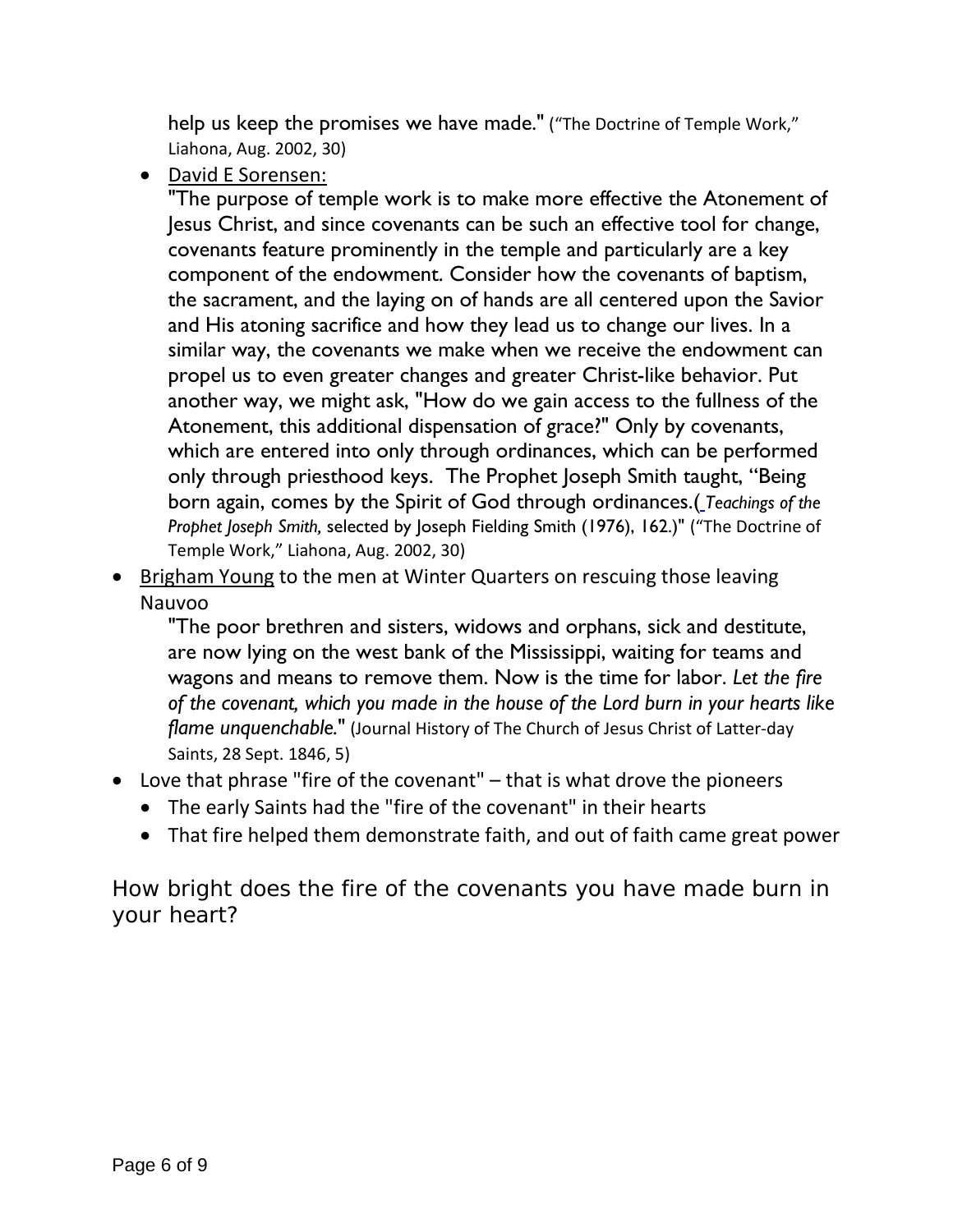help us keep the promises we have made." ("The Doctrine of Temple Work," Liahona, Aug. 2002, 30)

- David E Sorensen:

  "The purpose of temple work is to make more effective the Atonement of Jesus Christ, and since covenants can be such an effective tool for change, covenants feature prominently in the temple and particularly are a key component of the endowment. Consider how the covenants of baptism, the sacrament, and the laying on of hands are all centered upon the Savior and His atoning sacrifice and how they lead us to change our lives. In a similar way, the covenants we make when we receive the endowment can propel us to even greater changes and greater Christ-like behavior. Put another way, we might ask, "How do we gain access to the fullness of the Atonement, this additional dispensation of grace?" Only by covenants, which are entered into only through ordinances, which can be performed only through priesthood keys. The Prophet Joseph Smith taught, "Being born again, comes by the Spirit of God through ordinances.( *Teachings of the Prophet Joseph Smith,* selected by Joseph Fielding Smith (1976), 162.)" ("The Doctrine of Temple Work," Liahona, Aug. 2002, 30)

- Brigham Young to the men at Winter Quarters on rescuing those leaving Nauvoo

  "The poor brethren and sisters, widows and orphans, sick and destitute, are now lying on the west bank of the Mississippi, waiting for teams and wagons and means to remove them. Now is the time for labor. *Let the fire of the covenant, which you made in the house of the Lord burn in your hearts like flame unquenchable.*" (Journal History of The Church of Jesus Christ of Latter-day Saints, 28 Sept. 1846, 5)

- Love that phrase "fire of the covenant" – that is what drove the pioneers
  - The early Saints had the "fire of the covenant" in their hearts
  - That fire helped them demonstrate faith, and out of faith came great power

How bright does the fire of the covenants you have made burn in your heart?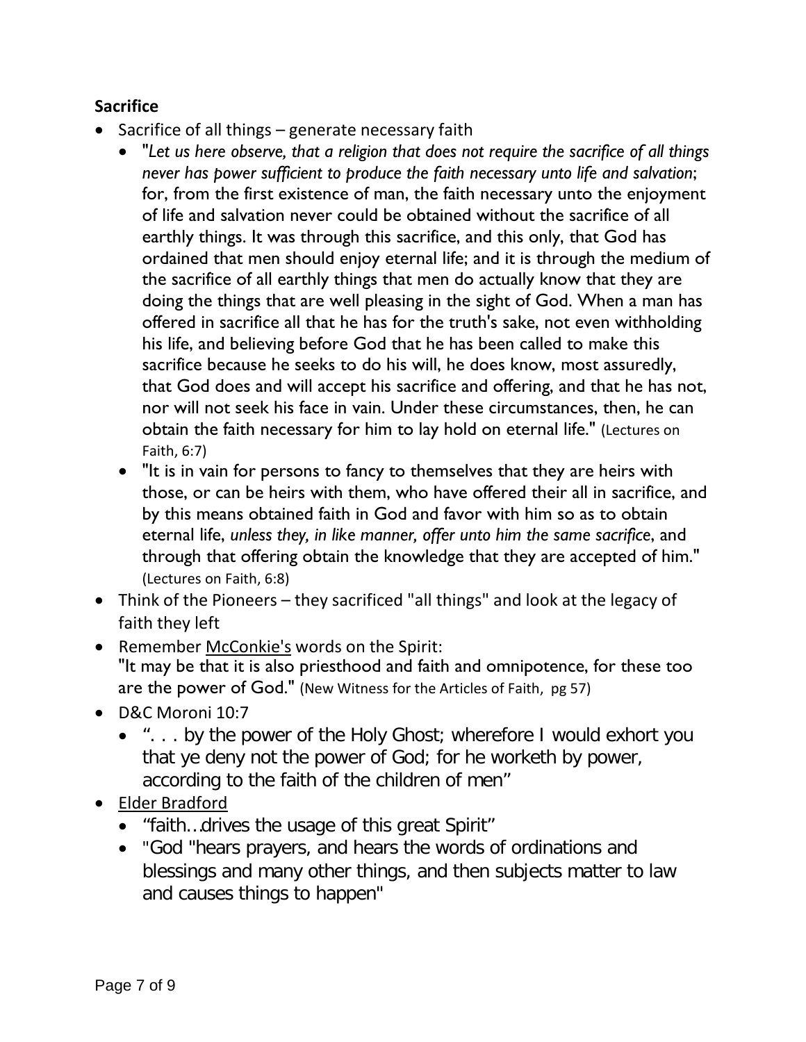**Sacrifice**

- Sacrifice of all things – generate necessary faith
  - "*Let us here observe, that a religion that does not require the sacrifice of all things never has power sufficient to produce the faith necessary unto life and salvation*; for, from the first existence of man, the faith necessary unto the enjoyment of life and salvation never could be obtained without the sacrifice of all earthly things. It was through this sacrifice, and this only, that God has ordained that men should enjoy eternal life; and it is through the medium of the sacrifice of all earthly things that men do actually know that they are doing the things that are well pleasing in the sight of God. When a man has offered in sacrifice all that he has for the truth's sake, not even withholding his life, and believing before God that he has been called to make this sacrifice because he seeks to do his will, he does know, most assuredly, that God does and will accept his sacrifice and offering, and that he has not, nor will not seek his face in vain. Under these circumstances, then, he can obtain the faith necessary for him to lay hold on eternal life." (Lectures on Faith, 6:7)
  - "It is in vain for persons to fancy to themselves that they are heirs with those, or can be heirs with them, who have offered their all in sacrifice, and by this means obtained faith in God and favor with him so as to obtain eternal life, *unless they, in like manner, offer unto him the same sacrifice*, and through that offering obtain the knowledge that they are accepted of him." (Lectures on Faith, 6:8)
- Think of the Pioneers – they sacrificed "all things" and look at the legacy of faith they left
- Remember McConkie's words on the Spirit:
  "It may be that it is also priesthood and faith and omnipotence, for these too are the power of God." (New Witness for the Articles of Faith, pg 57)
- D&C Moroni 10:7
  - ". . . by the power of the Holy Ghost; wherefore I would exhort you that ye deny not the power of God; for he worketh by power, according to the faith of the children of men"
- Elder Bradford
  - "faith…drives the usage of this great Spirit"
  - "God "hears prayers, and hears the words of ordinations and blessings and many other things, and then subjects matter to law and causes things to happen"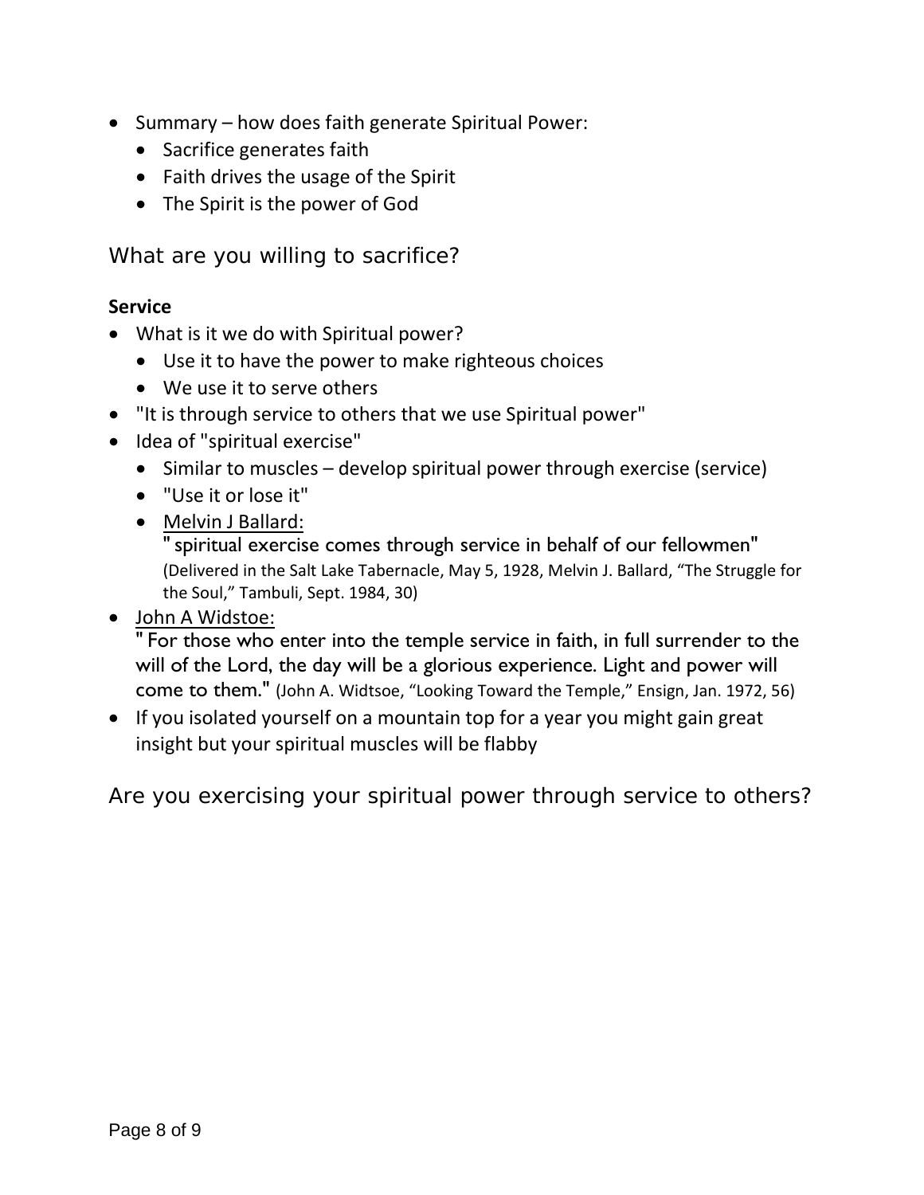- Summary – how does faith generate Spiritual Power:
  - Sacrifice generates faith
  - Faith drives the usage of the Spirit
  - The Spirit is the power of God

What are you willing to sacrifice?

**Service**

- What is it we do with Spiritual power?
  - Use it to have the power to make righteous choices
  - We use it to serve others
- "It is through service to others that we use Spiritual power"
- Idea of "spiritual exercise"
  - Similar to muscles – develop spiritual power through exercise (service)
  - "Use it or lose it"
  - <u>Melvin J Ballard:</u>
    " spiritual exercise comes through service in behalf of our fellowmen" (Delivered in the Salt Lake Tabernacle, May 5, 1928, Melvin J. Ballard, "The Struggle for the Soul," Tambuli, Sept. 1984, 30)
- <u>John A Widstoe:</u>
  " For those who enter into the temple service in faith, in full surrender to the will of the Lord, the day will be a glorious experience. Light and power will come to them." (John A. Widtsoe, "Looking Toward the Temple," Ensign, Jan. 1972, 56)
- If you isolated yourself on a mountain top for a year you might gain great insight but your spiritual muscles will be flabby

Are you exercising your spiritual power through service to others?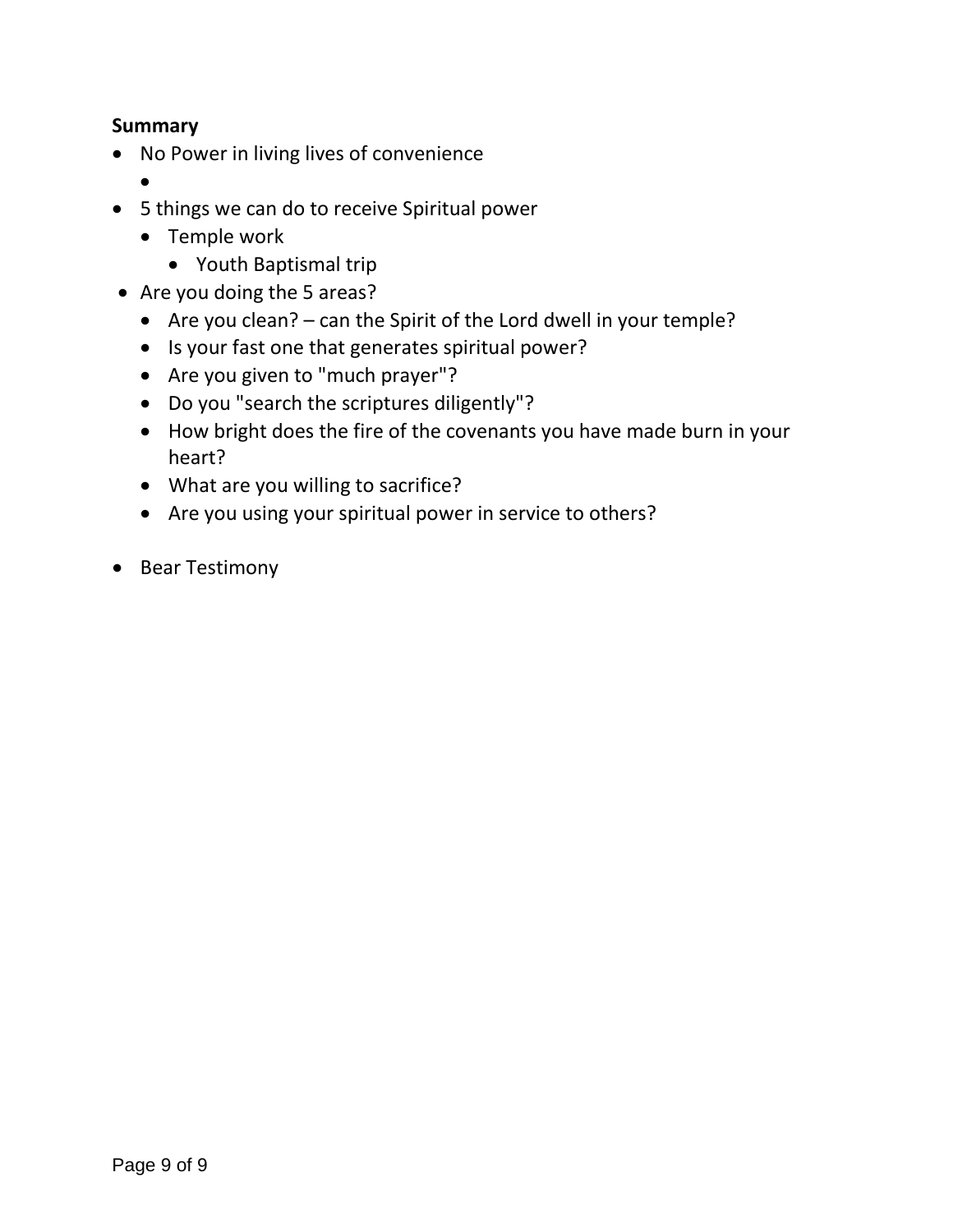**Summary**

- No Power in living lives of convenience
  -
- 5 things we can do to receive Spiritual power
  - Temple work
    - Youth Baptismal trip
- Are you doing the 5 areas?
  - Are you clean? – can the Spirit of the Lord dwell in your temple?
  - Is your fast one that generates spiritual power?
  - Are you given to "much prayer"?
  - Do you "search the scriptures diligently"?
  - How bright does the fire of the covenants you have made burn in your heart?
  - What are you willing to sacrifice?
  - Are you using your spiritual power in service to others?

- Bear Testimony